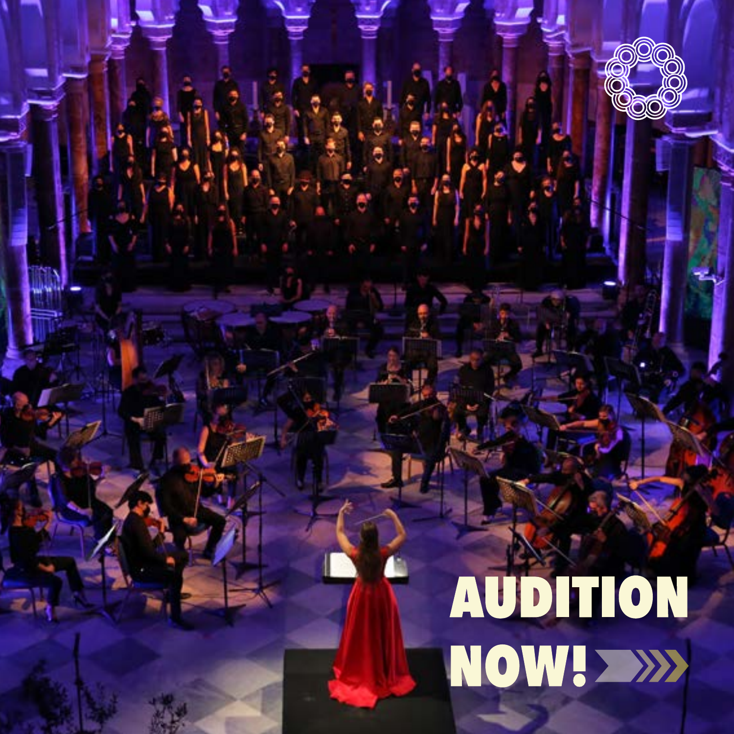AUDITION NOW!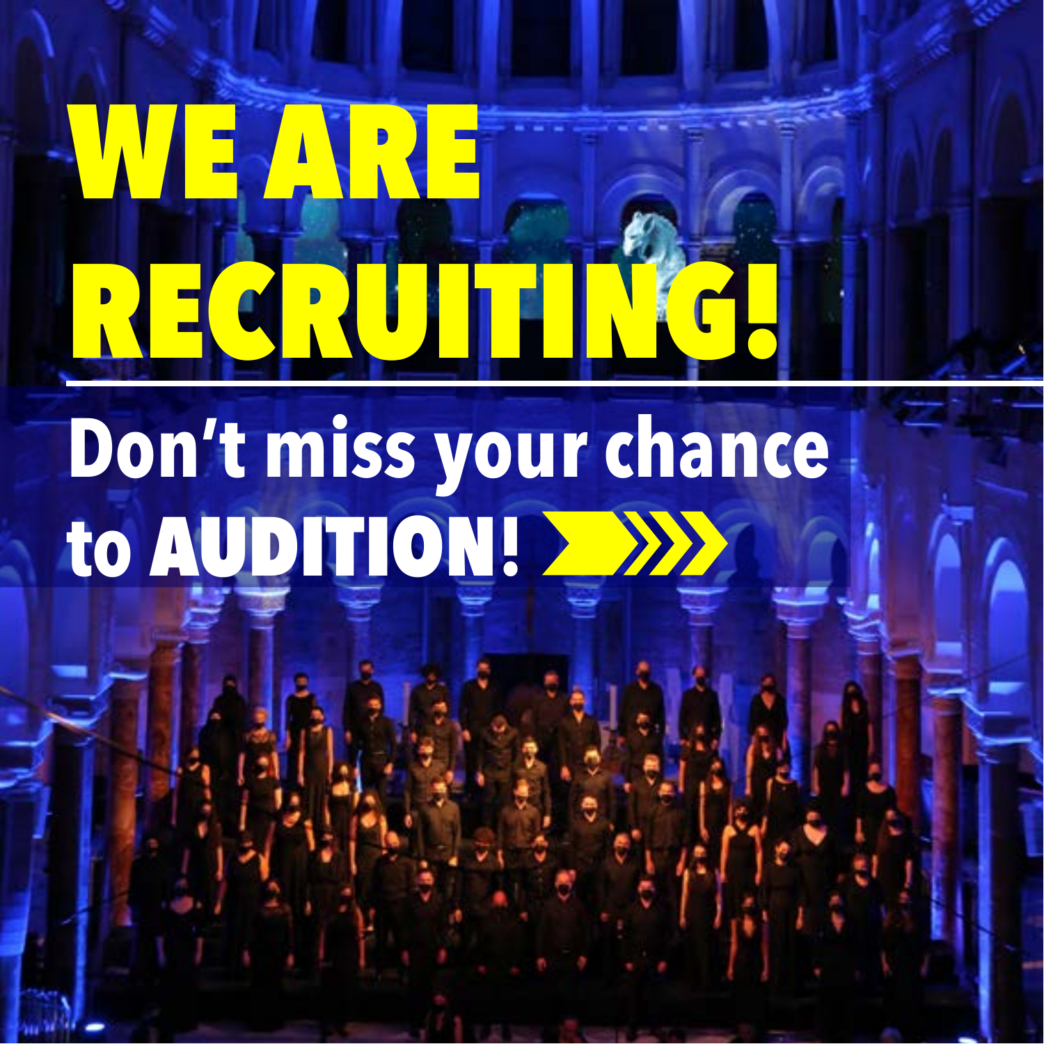# WE ARE RECRUITING!

## Don't miss your chance to AUDITION!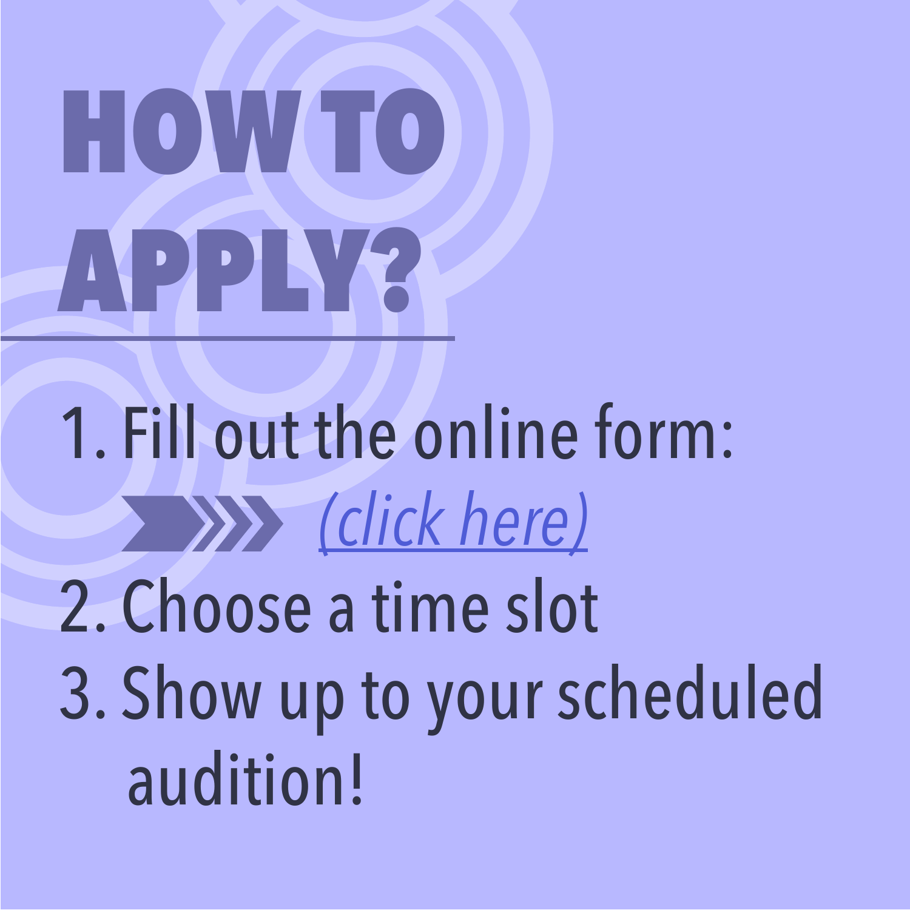# HOW TO APPLY?

1. Fill out the online form:
   »» *(click here)*
2. Choose a time slot
3. Show up to your scheduled audition!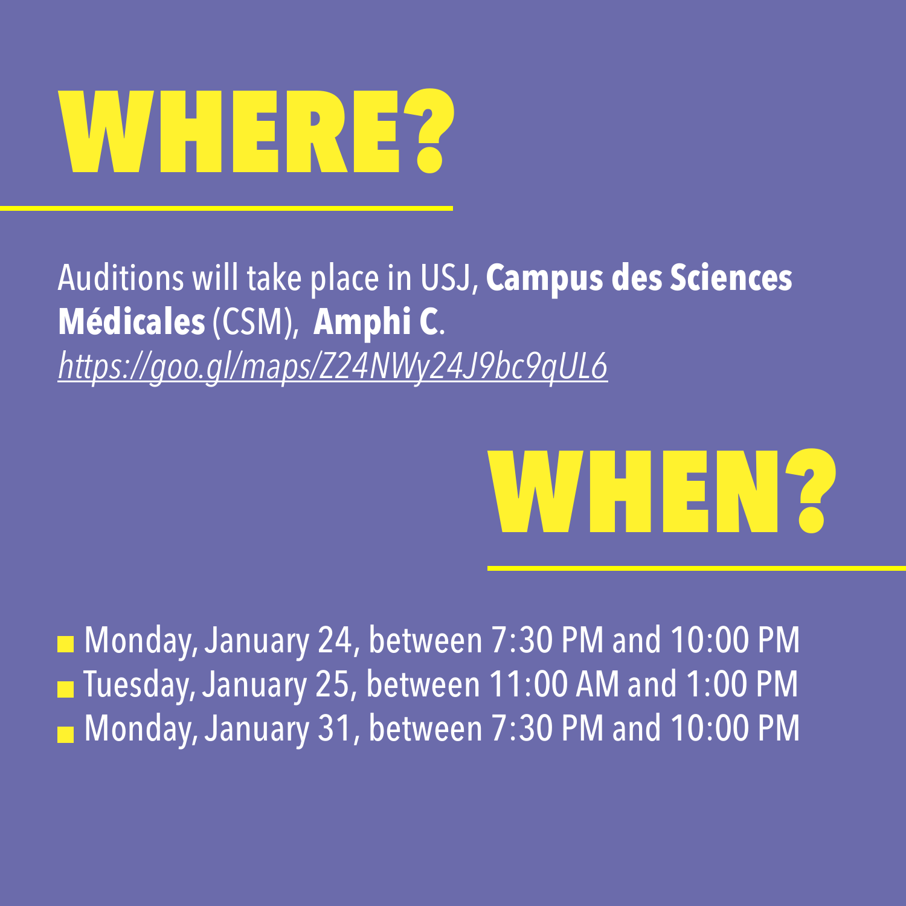# WHERE?

Auditions will take place in USJ, **Campus des Sciences Médicales** (CSM), **Amphi C**.
*https://goo.gl/maps/Z24NWy24J9bc9qUL6*

# WHEN?

- Monday, January 24, between 7:30 PM and 10:00 PM
- Tuesday, January 25, between 11:00 AM and 1:00 PM
- Monday, January 31, between 7:30 PM and 10:00 PM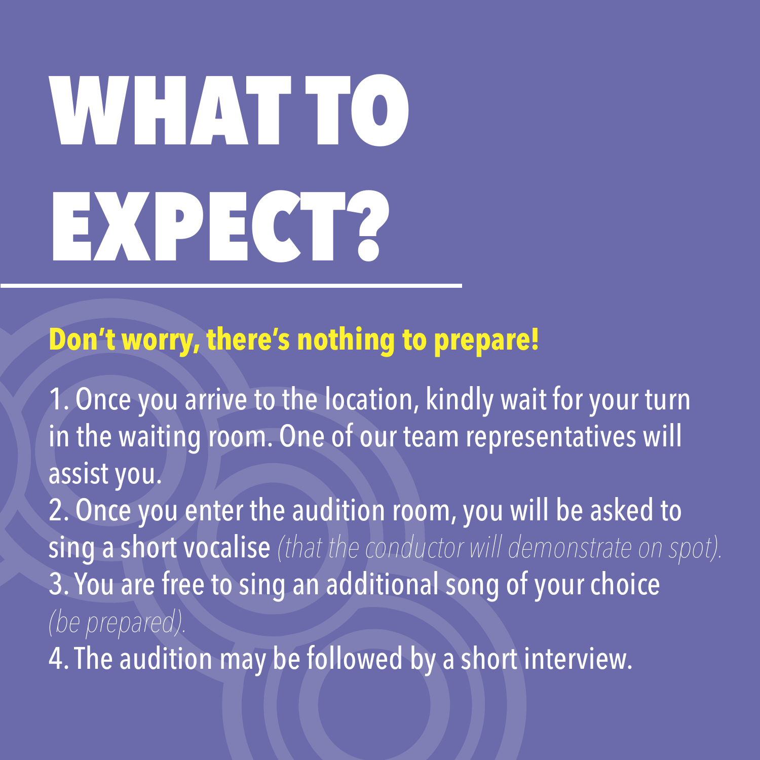# WHAT TO EXPECT?

**Don't worry, there's nothing to prepare!**

1. Once you arrive to the location, kindly wait for your turn in the waiting room. One of our team representatives will assist you.
2. Once you enter the audition room, you will be asked to sing a short vocalise *(that the conductor will demonstrate on spot).*
3. You are free to sing an additional song of your choice *(be prepared).*
4. The audition may be followed by a short interview.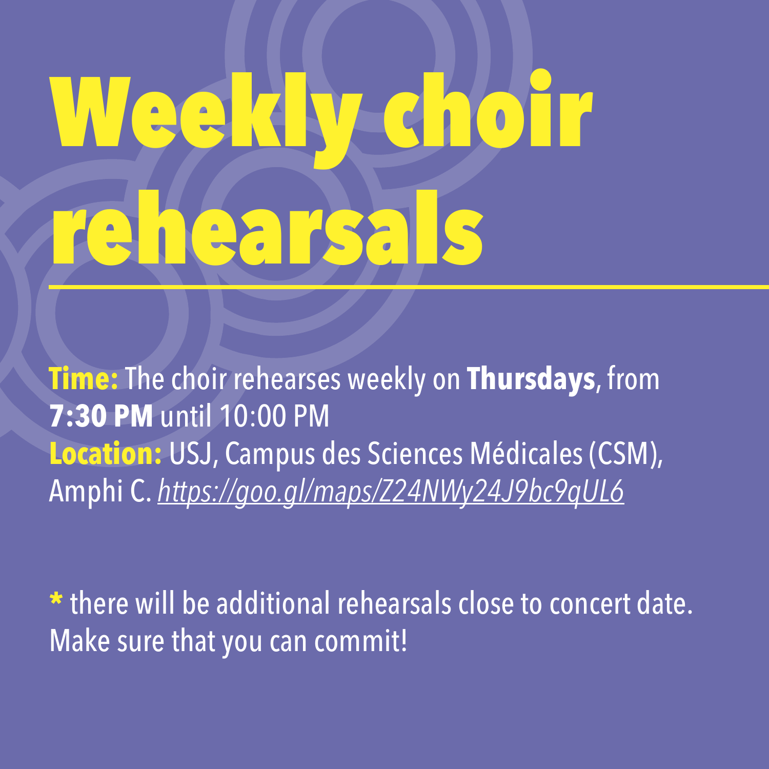# Weekly choir rehearsals

**Time:** The choir rehearses weekly on **Thursdays**, from **7:30 PM** until 10:00 PM
**Location:** USJ, Campus des Sciences Médicales (CSM), Amphi C. *https://goo.gl/maps/Z24NWy24J9bc9qUL6*

**\*** there will be additional rehearsals close to concert date. Make sure that you can commit!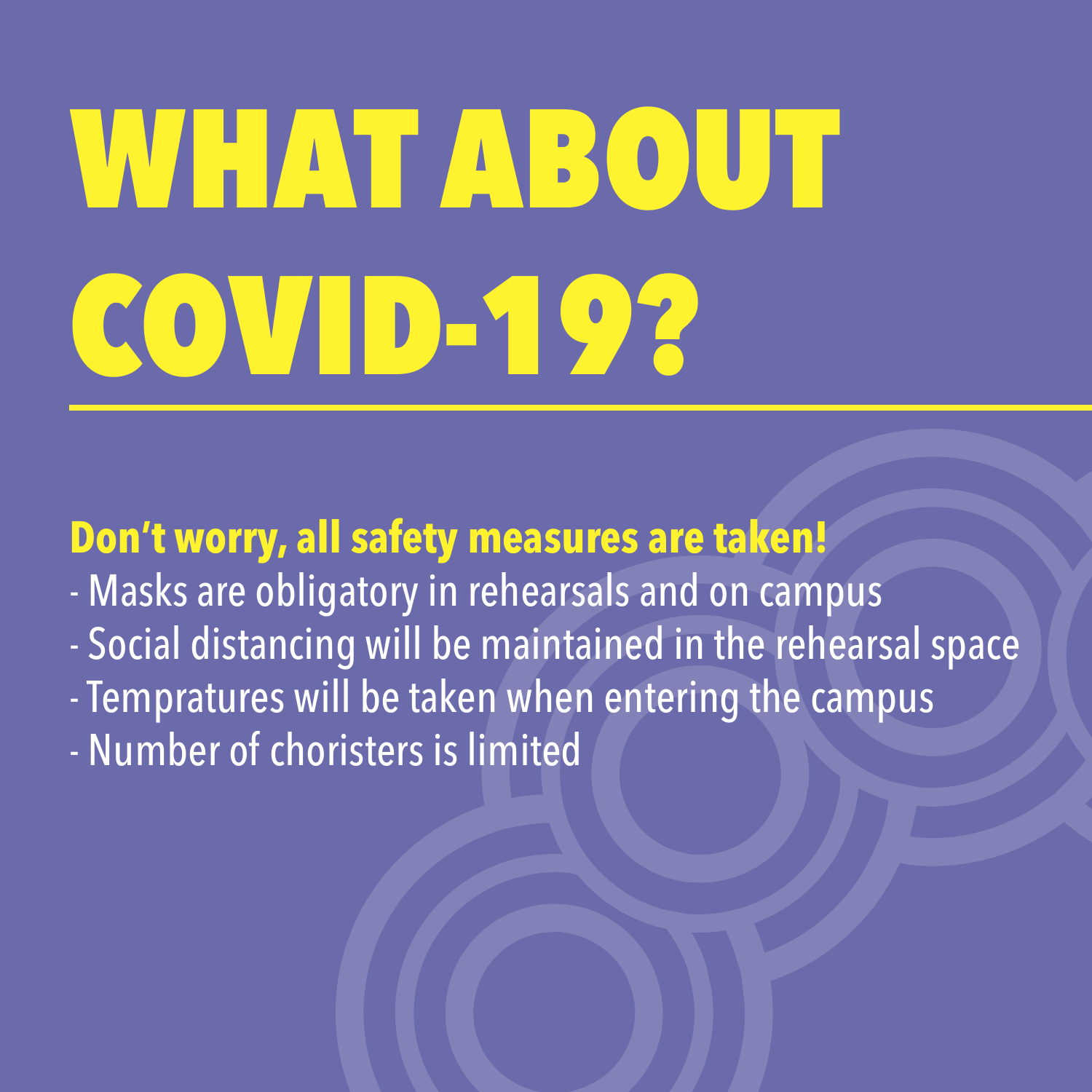# WHAT ABOUT COVID-19?

**Don't worry, all safety measures are taken!**

- Masks are obligatory in rehearsals and on campus
- Social distancing will be maintained in the rehearsal space
- Tempratures will be taken when entering the campus
- Number of choristers is limited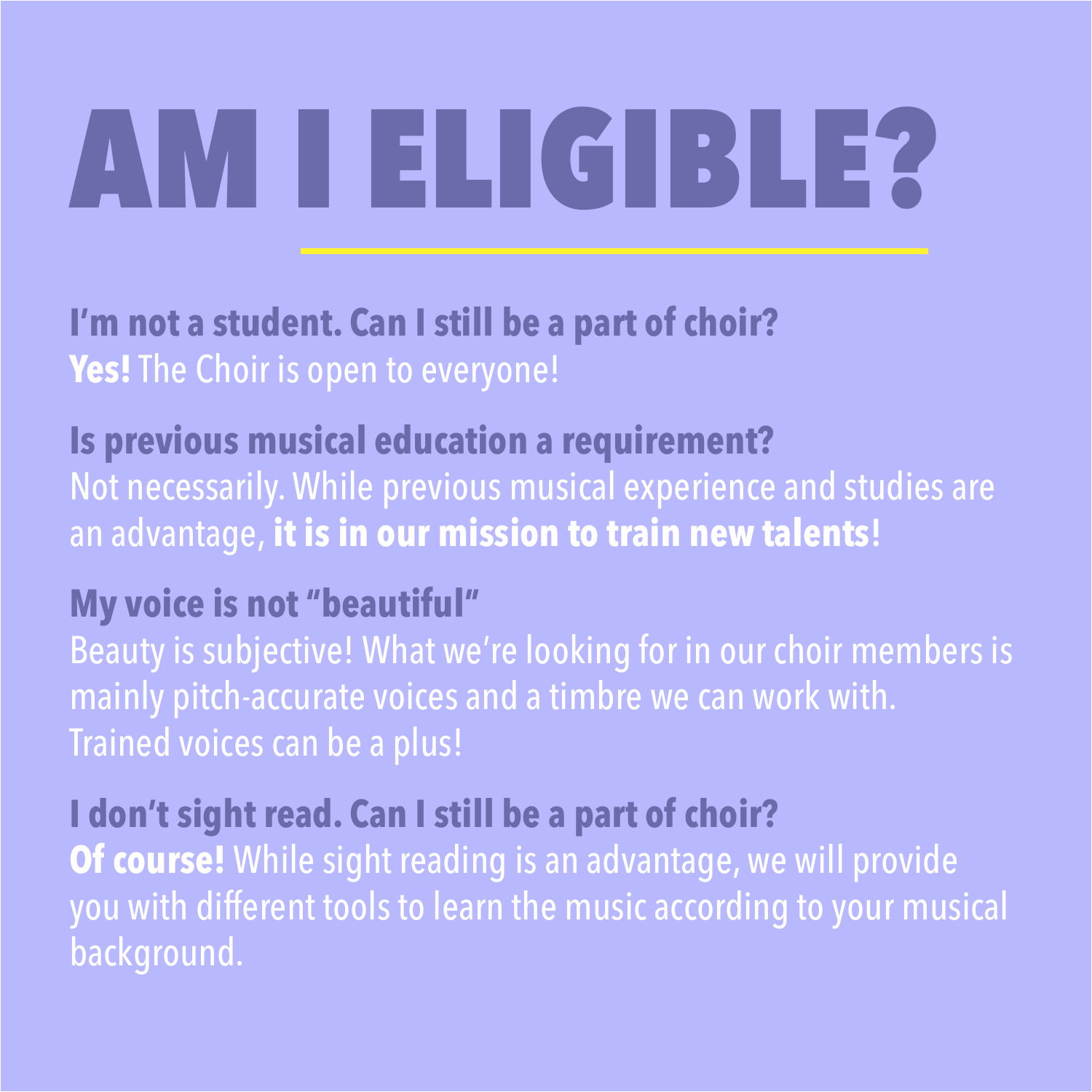# AM I ELIGIBLE?

**I'm not a student. Can I still be a part of choir?**
**Yes!** The Choir is open to everyone!

**Is previous musical education a requirement?**
Not necessarily. While previous musical experience and studies are an advantage, **it is in our mission to train new talents**!

**My voice is not "beautiful"**
Beauty is subjective! What we're looking for in our choir members is mainly pitch-accurate voices and a timbre we can work with. Trained voices can be a plus!

**I don't sight read. Can I still be a part of choir?**
**Of course!** While sight reading is an advantage, we will provide you with different tools to learn the music according to your musical background.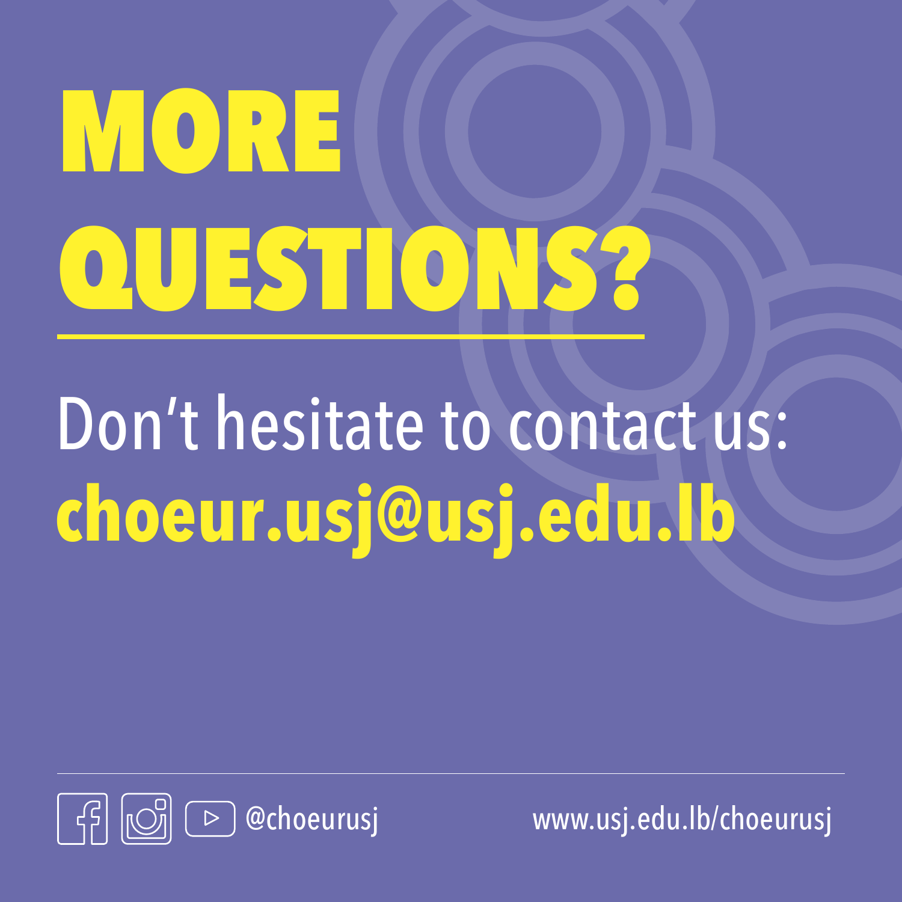# MORE QUESTIONS?

Don't hesitate to contact us:

**choeur.usj@usj.edu.lb**

@choeurusj

www.usj.edu.lb/choeurusj